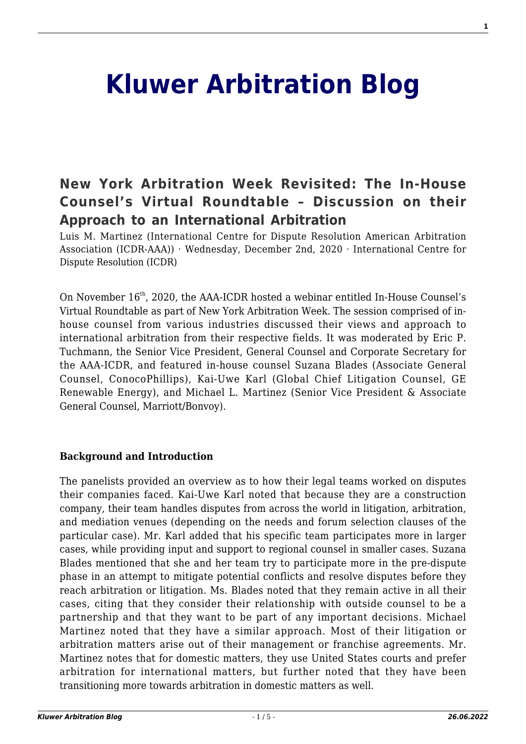# Kluwer Arbitration Blog

## New York Arbitration Week Revisited: The In-House Counsel's Virtual Roundtable – Discussion on their Approach to an International Arbitration

Luis M. Martinez (International Centre for Dispute Resolution American Arbitration Association (ICDR-AAA)) · Wednesday, December 2nd, 2020 · International Centre for Dispute Resolution (ICDR)

On November 16th, 2020, the AAA-ICDR hosted a webinar entitled In-House Counsel's Virtual Roundtable as part of New York Arbitration Week. The session comprised of in-house counsel from various industries discussed their views and approach to international arbitration from their respective fields. It was moderated by Eric P. Tuchmann, the Senior Vice President, General Counsel and Corporate Secretary for the AAA-ICDR, and featured in-house counsel Suzana Blades (Associate General Counsel, ConocoPhillips), Kai-Uwe Karl (Global Chief Litigation Counsel, GE Renewable Energy), and Michael L. Martinez (Senior Vice President & Associate General Counsel, Marriott/Bonvoy).

**Background and Introduction**

The panelists provided an overview as to how their legal teams worked on disputes their companies faced. Kai-Uwe Karl noted that because they are a construction company, their team handles disputes from across the world in litigation, arbitration, and mediation venues (depending on the needs and forum selection clauses of the particular case). Mr. Karl added that his specific team participates more in larger cases, while providing input and support to regional counsel in smaller cases. Suzana Blades mentioned that she and her team try to participate more in the pre-dispute phase in an attempt to mitigate potential conflicts and resolve disputes before they reach arbitration or litigation. Ms. Blades noted that they remain active in all their cases, citing that they consider their relationship with outside counsel to be a partnership and that they want to be part of any important decisions. Michael Martinez noted that they have a similar approach. Most of their litigation or arbitration matters arise out of their management or franchise agreements. Mr. Martinez notes that for domestic matters, they use United States courts and prefer arbitration for international matters, but further noted that they have been transitioning more towards arbitration in domestic matters as well.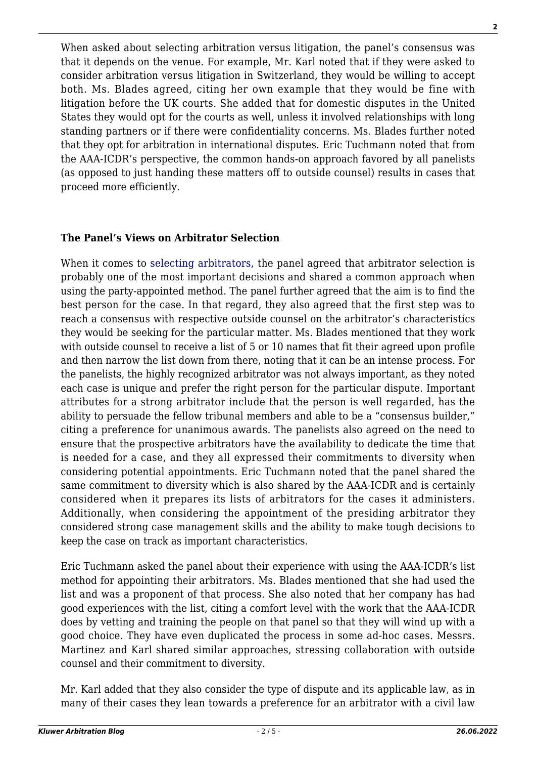When asked about selecting arbitration versus litigation, the panel's consensus was that it depends on the venue. For example, Mr. Karl noted that if they were asked to consider arbitration versus litigation in Switzerland, they would be willing to accept both. Ms. Blades agreed, citing her own example that they would be fine with litigation before the UK courts. She added that for domestic disputes in the United States they would opt for the courts as well, unless it involved relationships with long standing partners or if there were confidentiality concerns. Ms. Blades further noted that they opt for arbitration in international disputes. Eric Tuchmann noted that from the AAA-ICDR's perspective, the common hands-on approach favored by all panelists (as opposed to just handing these matters off to outside counsel) results in cases that proceed more efficiently.

**The Panel's Views on Arbitrator Selection**

When it comes to selecting arbitrators, the panel agreed that arbitrator selection is probably one of the most important decisions and shared a common approach when using the party-appointed method. The panel further agreed that the aim is to find the best person for the case. In that regard, they also agreed that the first step was to reach a consensus with respective outside counsel on the arbitrator's characteristics they would be seeking for the particular matter. Ms. Blades mentioned that they work with outside counsel to receive a list of 5 or 10 names that fit their agreed upon profile and then narrow the list down from there, noting that it can be an intense process. For the panelists, the highly recognized arbitrator was not always important, as they noted each case is unique and prefer the right person for the particular dispute. Important attributes for a strong arbitrator include that the person is well regarded, has the ability to persuade the fellow tribunal members and able to be a "consensus builder," citing a preference for unanimous awards. The panelists also agreed on the need to ensure that the prospective arbitrators have the availability to dedicate the time that is needed for a case, and they all expressed their commitments to diversity when considering potential appointments. Eric Tuchmann noted that the panel shared the same commitment to diversity which is also shared by the AAA-ICDR and is certainly considered when it prepares its lists of arbitrators for the cases it administers. Additionally, when considering the appointment of the presiding arbitrator they considered strong case management skills and the ability to make tough decisions to keep the case on track as important characteristics.

Eric Tuchmann asked the panel about their experience with using the AAA-ICDR's list method for appointing their arbitrators. Ms. Blades mentioned that she had used the list and was a proponent of that process. She also noted that her company has had good experiences with the list, citing a comfort level with the work that the AAA-ICDR does by vetting and training the people on that panel so that they will wind up with a good choice. They have even duplicated the process in some ad-hoc cases. Messrs. Martinez and Karl shared similar approaches, stressing collaboration with outside counsel and their commitment to diversity.

Mr. Karl added that they also consider the type of dispute and its applicable law, as in many of their cases they lean towards a preference for an arbitrator with a civil law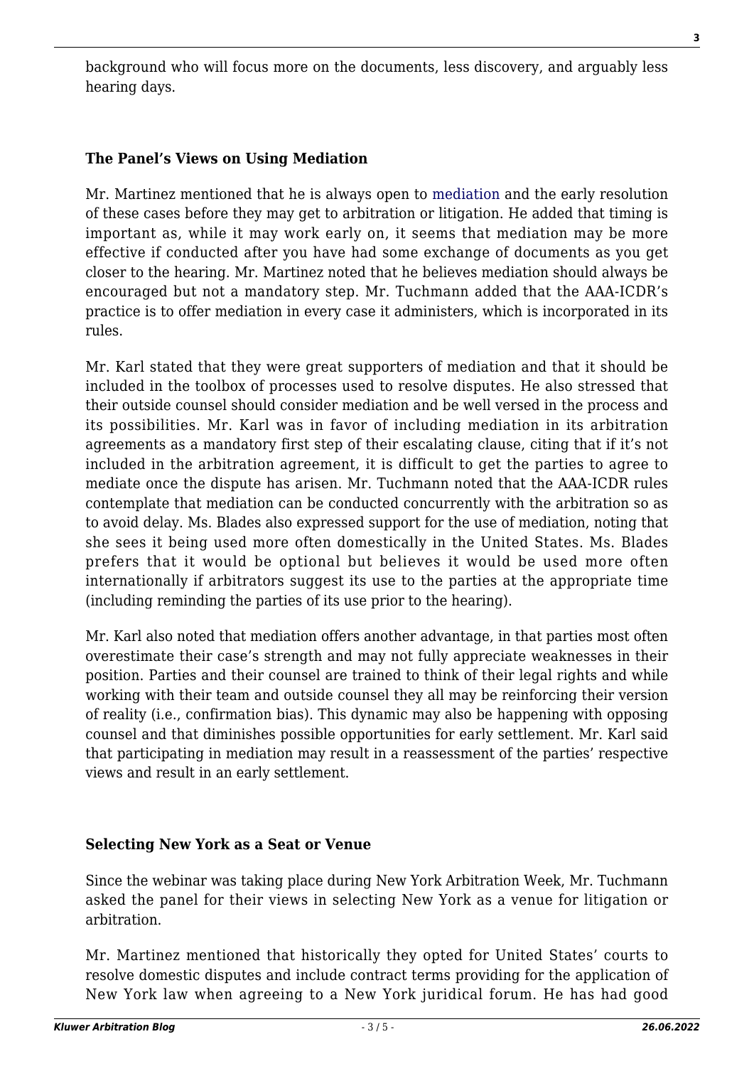background who will focus more on the documents, less discovery, and arguably less hearing days.

### The Panel's Views on Using Mediation

Mr. Martinez mentioned that he is always open to mediation and the early resolution of these cases before they may get to arbitration or litigation. He added that timing is important as, while it may work early on, it seems that mediation may be more effective if conducted after you have had some exchange of documents as you get closer to the hearing. Mr. Martinez noted that he believes mediation should always be encouraged but not a mandatory step. Mr. Tuchmann added that the AAA-ICDR's practice is to offer mediation in every case it administers, which is incorporated in its rules.

Mr. Karl stated that they were great supporters of mediation and that it should be included in the toolbox of processes used to resolve disputes. He also stressed that their outside counsel should consider mediation and be well versed in the process and its possibilities. Mr. Karl was in favor of including mediation in its arbitration agreements as a mandatory first step of their escalating clause, citing that if it's not included in the arbitration agreement, it is difficult to get the parties to agree to mediate once the dispute has arisen. Mr. Tuchmann noted that the AAA-ICDR rules contemplate that mediation can be conducted concurrently with the arbitration so as to avoid delay. Ms. Blades also expressed support for the use of mediation, noting that she sees it being used more often domestically in the United States. Ms. Blades prefers that it would be optional but believes it would be used more often internationally if arbitrators suggest its use to the parties at the appropriate time (including reminding the parties of its use prior to the hearing).

Mr. Karl also noted that mediation offers another advantage, in that parties most often overestimate their case's strength and may not fully appreciate weaknesses in their position. Parties and their counsel are trained to think of their legal rights and while working with their team and outside counsel they all may be reinforcing their version of reality (i.e., confirmation bias). This dynamic may also be happening with opposing counsel and that diminishes possible opportunities for early settlement. Mr. Karl said that participating in mediation may result in a reassessment of the parties' respective views and result in an early settlement.

### Selecting New York as a Seat or Venue

Since the webinar was taking place during New York Arbitration Week, Mr. Tuchmann asked the panel for their views in selecting New York as a venue for litigation or arbitration.

Mr. Martinez mentioned that historically they opted for United States' courts to resolve domestic disputes and include contract terms providing for the application of New York law when agreeing to a New York juridical forum. He has had good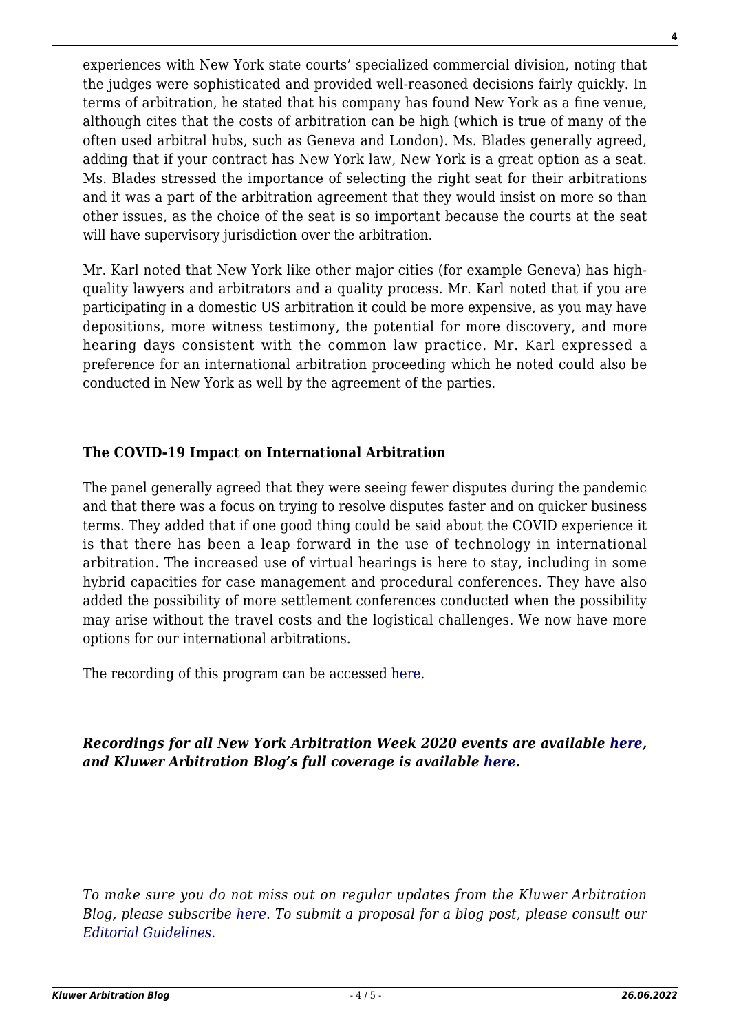experiences with New York state courts' specialized commercial division, noting that the judges were sophisticated and provided well-reasoned decisions fairly quickly. In terms of arbitration, he stated that his company has found New York as a fine venue, although cites that the costs of arbitration can be high (which is true of many of the often used arbitral hubs, such as Geneva and London). Ms. Blades generally agreed, adding that if your contract has New York law, New York is a great option as a seat. Ms. Blades stressed the importance of selecting the right seat for their arbitrations and it was a part of the arbitration agreement that they would insist on more so than other issues, as the choice of the seat is so important because the courts at the seat will have supervisory jurisdiction over the arbitration.

Mr. Karl noted that New York like other major cities (for example Geneva) has high-quality lawyers and arbitrators and a quality process. Mr. Karl noted that if you are participating in a domestic US arbitration it could be more expensive, as you may have depositions, more witness testimony, the potential for more discovery, and more hearing days consistent with the common law practice. Mr. Karl expressed a preference for an international arbitration proceeding which he noted could also be conducted in New York as well by the agreement of the parties.

### The COVID-19 Impact on International Arbitration

The panel generally agreed that they were seeing fewer disputes during the pandemic and that there was a focus on trying to resolve disputes faster and on quicker business terms. They added that if one good thing could be said about the COVID experience it is that there has been a leap forward in the use of technology in international arbitration. The increased use of virtual hearings is here to stay, including in some hybrid capacities for case management and procedural conferences. They have also added the possibility of more settlement conferences conducted when the possibility may arise without the travel costs and the logistical challenges. We now have more options for our international arbitrations.

The recording of this program can be accessed here.

***Recordings for all New York Arbitration Week 2020 events are available here, and Kluwer Arbitration Blog's full coverage is available here.***

---

*To make sure you do not miss out on regular updates from the Kluwer Arbitration Blog, please subscribe here. To submit a proposal for a blog post, please consult our Editorial Guidelines.*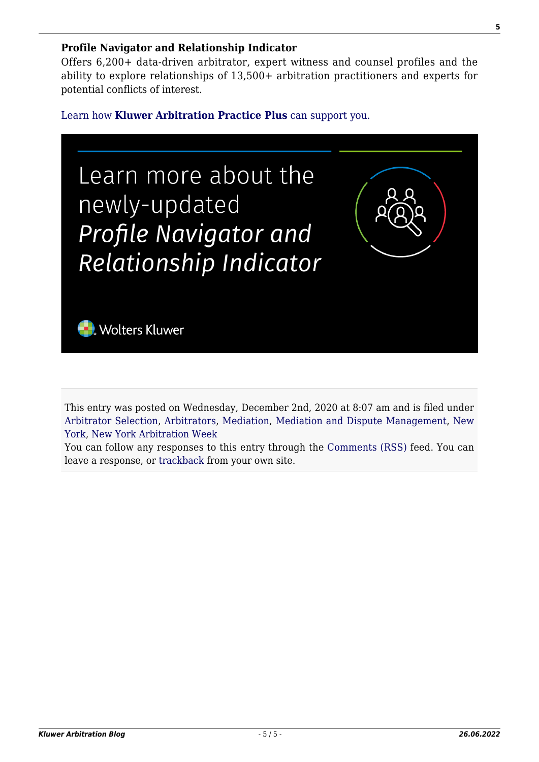**Profile Navigator and Relationship Indicator**

Offers 6,200+ data-driven arbitrator, expert witness and counsel profiles and the ability to explore relationships of 13,500+ arbitration practitioners and experts for potential conflicts of interest.

Learn how **Kluwer Arbitration Practice Plus** can support you.

Learn more about the newly-updated *Profile Navigator and Relationship Indicator*

Wolters Kluwer

This entry was posted on Wednesday, December 2nd, 2020 at 8:07 am and is filed under Arbitrator Selection, Arbitrators, Mediation, Mediation and Dispute Management, New York, New York Arbitration Week

You can follow any responses to this entry through the Comments (RSS) feed. You can leave a response, or trackback from your own site.